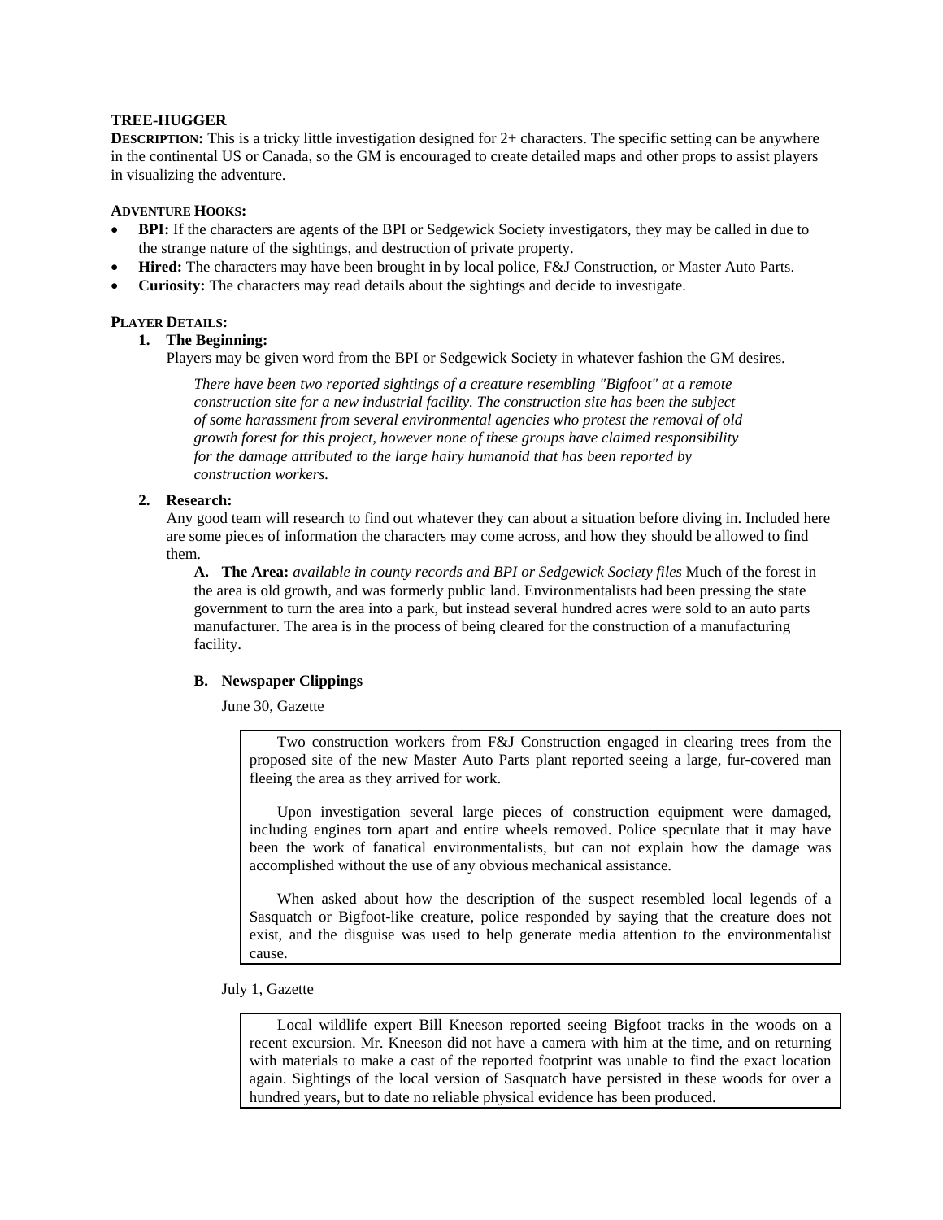## TREE-HUGGER

**DESCRIPTION:** This is a tricky little investigation designed for 2+ characters. The specific setting can be anywhere in the continental US or Canada, so the GM is encouraged to create detailed maps and other props to assist players in visualizing the adventure.

### ADVENTURE HOOKS:

- **BPI:** If the characters are agents of the BPI or Sedgewick Society investigators, they may be called in due to the strange nature of the sightings, and destruction of private property.
- **Hired:** The characters may have been brought in by local police, F&J Construction, or Master Auto Parts.
- **Curiosity:** The characters may read details about the sightings and decide to investigate.

### PLAYER DETAILS:

1. **The Beginning:**

   Players may be given word from the BPI or Sedgewick Society in whatever fashion the GM desires.

   > *There have been two reported sightings of a creature resembling "Bigfoot" at a remote construction site for a new industrial facility. The construction site has been the subject of some harassment from several environmental agencies who protest the removal of old growth forest for this project, however none of these groups have claimed responsibility for the damage attributed to the large hairy humanoid that has been reported by construction workers.*

2. **Research:**

   Any good team will research to find out whatever they can about a situation before diving in. Included here are some pieces of information the characters may come across, and how they should be allowed to find them.

   **A. The Area:** *available in county records and BPI or Sedgewick Society files* Much of the forest in the area is old growth, and was formerly public land. Environmentalists had been pressing the state government to turn the area into a park, but instead several hundred acres were sold to an auto parts manufacturer. The area is in the process of being cleared for the construction of a manufacturing facility.

   **B. Newspaper Clippings**

   June 30, Gazette

   > Two construction workers from F&J Construction engaged in clearing trees from the proposed site of the new Master Auto Parts plant reported seeing a large, fur-covered man fleeing the area as they arrived for work.
   >
   > Upon investigation several large pieces of construction equipment were damaged, including engines torn apart and entire wheels removed. Police speculate that it may have been the work of fanatical environmentalists, but can not explain how the damage was accomplished without the use of any obvious mechanical assistance.
   >
   > When asked about how the description of the suspect resembled local legends of a Sasquatch or Bigfoot-like creature, police responded by saying that the creature does not exist, and the disguise was used to help generate media attention to the environmentalist cause.

   July 1, Gazette

   > Local wildlife expert Bill Kneeson reported seeing Bigfoot tracks in the woods on a recent excursion. Mr. Kneeson did not have a camera with him at the time, and on returning with materials to make a cast of the reported footprint was unable to find the exact location again. Sightings of the local version of Sasquatch have persisted in these woods for over a hundred years, but to date no reliable physical evidence has been produced.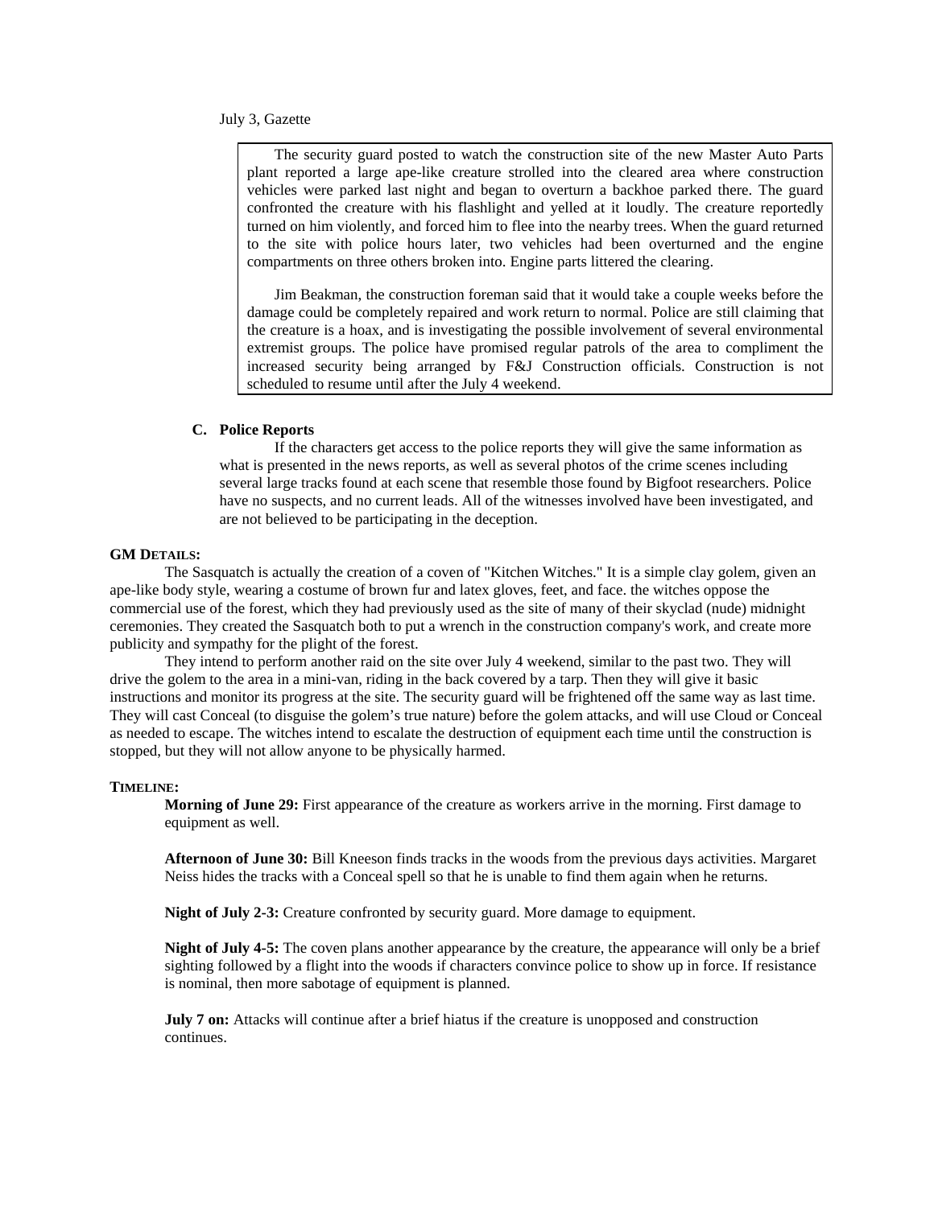July 3, Gazette

> The security guard posted to watch the construction site of the new Master Auto Parts plant reported a large ape-like creature strolled into the cleared area where construction vehicles were parked last night and began to overturn a backhoe parked there. The guard confronted the creature with his flashlight and yelled at it loudly. The creature reportedly turned on him violently, and forced him to flee into the nearby trees. When the guard returned to the site with police hours later, two vehicles had been overturned and the engine compartments on three others broken into. Engine parts littered the clearing.
>
> Jim Beakman, the construction foreman said that it would take a couple weeks before the damage could be completely repaired and work return to normal. Police are still claiming that the creature is a hoax, and is investigating the possible involvement of several environmental extremist groups. The police have promised regular patrols of the area to compliment the increased security being arranged by F&J Construction officials. Construction is not scheduled to resume until after the July 4 weekend.

### C. Police Reports

If the characters get access to the police reports they will give the same information as what is presented in the news reports, as well as several photos of the crime scenes including several large tracks found at each scene that resemble those found by Bigfoot researchers. Police have no suspects, and no current leads. All of the witnesses involved have been investigated, and are not believed to be participating in the deception.

## GM Details:

The Sasquatch is actually the creation of a coven of "Kitchen Witches." It is a simple clay golem, given an ape-like body style, wearing a costume of brown fur and latex gloves, feet, and face. the witches oppose the commercial use of the forest, which they had previously used as the site of many of their skyclad (nude) midnight ceremonies. They created the Sasquatch both to put a wrench in the construction company's work, and create more publicity and sympathy for the plight of the forest.

They intend to perform another raid on the site over July 4 weekend, similar to the past two. They will drive the golem to the area in a mini-van, riding in the back covered by a tarp. Then they will give it basic instructions and monitor its progress at the site. The security guard will be frightened off the same way as last time. They will cast Conceal (to disguise the golem's true nature) before the golem attacks, and will use Cloud or Conceal as needed to escape. The witches intend to escalate the destruction of equipment each time until the construction is stopped, but they will not allow anyone to be physically harmed.

## Timeline:

**Morning of June 29:** First appearance of the creature as workers arrive in the morning. First damage to equipment as well.

**Afternoon of June 30:** Bill Kneeson finds tracks in the woods from the previous days activities. Margaret Neiss hides the tracks with a Conceal spell so that he is unable to find them again when he returns.

**Night of July 2-3:** Creature confronted by security guard. More damage to equipment.

**Night of July 4-5:** The coven plans another appearance by the creature, the appearance will only be a brief sighting followed by a flight into the woods if characters convince police to show up in force. If resistance is nominal, then more sabotage of equipment is planned.

**July 7 on:** Attacks will continue after a brief hiatus if the creature is unopposed and construction continues.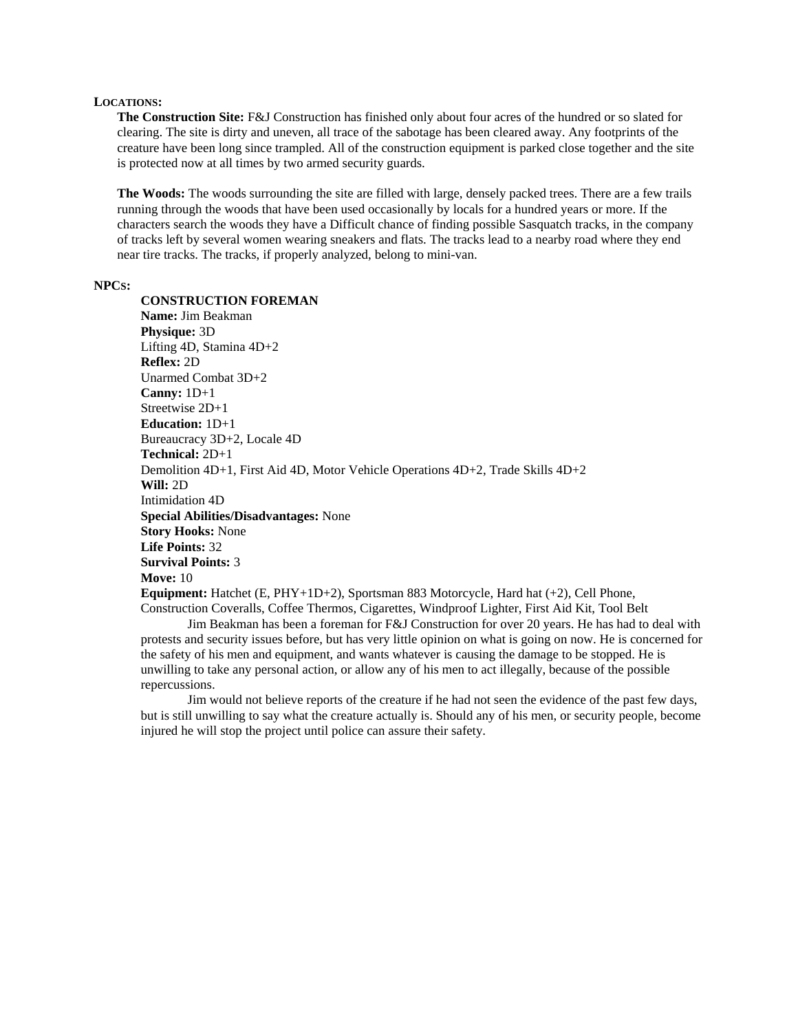**LOCATIONS:**

**The Construction Site:** F&J Construction has finished only about four acres of the hundred or so slated for clearing. The site is dirty and uneven, all trace of the sabotage has been cleared away. Any footprints of the creature have been long since trampled. All of the construction equipment is parked close together and the site is protected now at all times by two armed security guards.

**The Woods:** The woods surrounding the site are filled with large, densely packed trees. There are a few trails running through the woods that have been used occasionally by locals for a hundred years or more. If the characters search the woods they have a Difficult chance of finding possible Sasquatch tracks, in the company of tracks left by several women wearing sneakers and flats. The tracks lead to a nearby road where they end near tire tracks. The tracks, if properly analyzed, belong to mini-van.

**NPCs:**

**CONSTRUCTION FOREMAN**
**Name:** Jim Beakman
**Physique:** 3D
Lifting 4D, Stamina 4D+2
**Reflex:** 2D
Unarmed Combat 3D+2
**Canny:** 1D+1
Streetwise 2D+1
**Education:** 1D+1
Bureaucracy 3D+2, Locale 4D
**Technical:** 2D+1
Demolition 4D+1, First Aid 4D, Motor Vehicle Operations 4D+2, Trade Skills 4D+2
**Will:** 2D
Intimidation 4D
**Special Abilities/Disadvantages:** None
**Story Hooks:** None
**Life Points:** 32
**Survival Points:** 3
**Move:** 10
**Equipment:** Hatchet (E, PHY+1D+2), Sportsman 883 Motorcycle, Hard hat (+2), Cell Phone, Construction Coveralls, Coffee Thermos, Cigarettes, Windproof Lighter, First Aid Kit, Tool Belt

Jim Beakman has been a foreman for F&J Construction for over 20 years. He has had to deal with protests and security issues before, but has very little opinion on what is going on now. He is concerned for the safety of his men and equipment, and wants whatever is causing the damage to be stopped. He is unwilling to take any personal action, or allow any of his men to act illegally, because of the possible repercussions.

Jim would not believe reports of the creature if he had not seen the evidence of the past few days, but is still unwilling to say what the creature actually is. Should any of his men, or security people, become injured he will stop the project until police can assure their safety.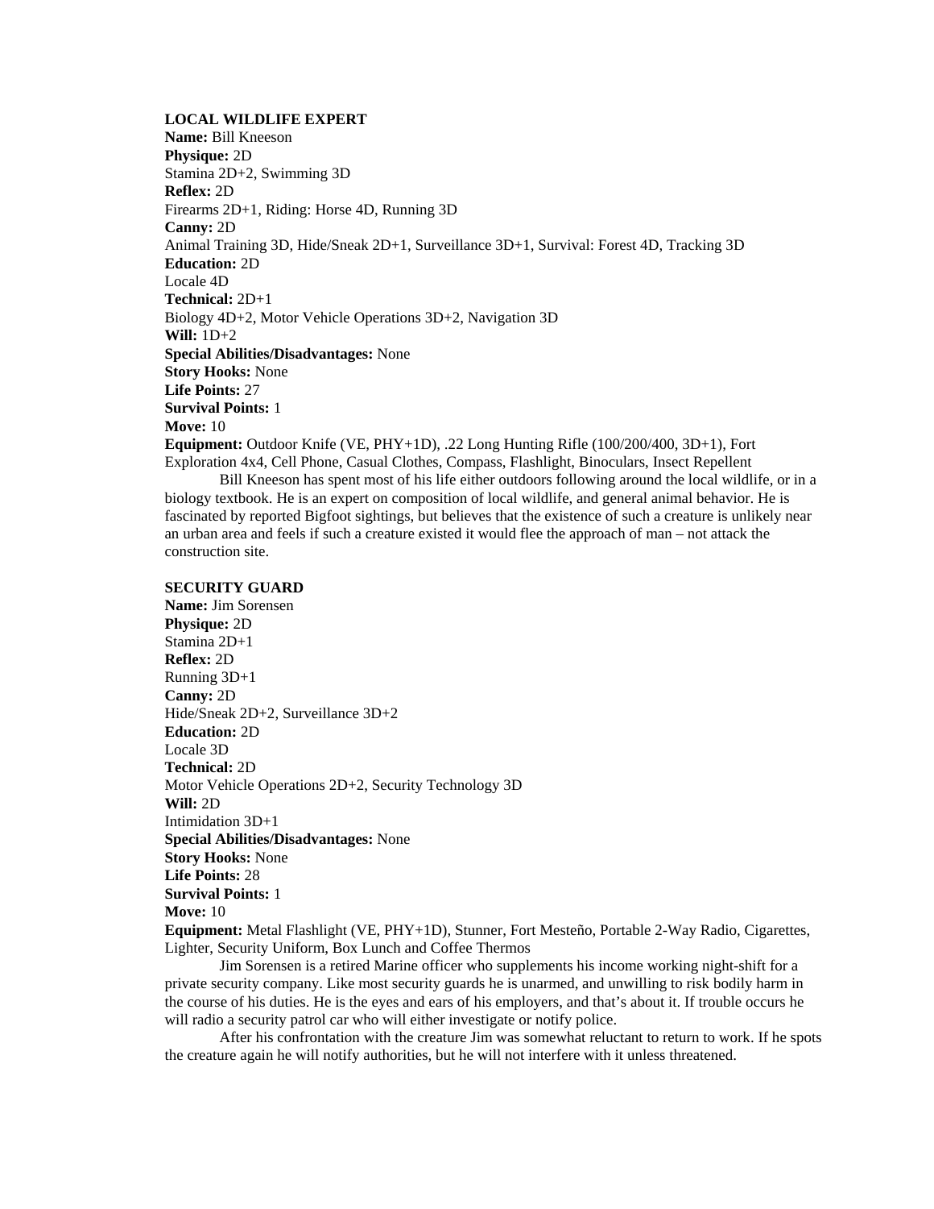**LOCAL WILDLIFE EXPERT**
**Name:** Bill Kneeson
**Physique:** 2D
Stamina 2D+2, Swimming 3D
**Reflex:** 2D
Firearms 2D+1, Riding: Horse 4D, Running 3D
**Canny:** 2D
Animal Training 3D, Hide/Sneak 2D+1, Surveillance 3D+1, Survival: Forest 4D, Tracking 3D
**Education:** 2D
Locale 4D
**Technical:** 2D+1
Biology 4D+2, Motor Vehicle Operations 3D+2, Navigation 3D
**Will:** 1D+2
**Special Abilities/Disadvantages:** None
**Story Hooks:** None
**Life Points:** 27
**Survival Points:** 1
**Move:** 10
**Equipment:** Outdoor Knife (VE, PHY+1D), .22 Long Hunting Rifle (100/200/400, 3D+1), Fort Exploration 4x4, Cell Phone, Casual Clothes, Compass, Flashlight, Binoculars, Insect Repellent

Bill Kneeson has spent most of his life either outdoors following around the local wildlife, or in a biology textbook. He is an expert on composition of local wildlife, and general animal behavior. He is fascinated by reported Bigfoot sightings, but believes that the existence of such a creature is unlikely near an urban area and feels if such a creature existed it would flee the approach of man – not attack the construction site.

**SECURITY GUARD**
**Name:** Jim Sorensen
**Physique:** 2D
Stamina 2D+1
**Reflex:** 2D
Running 3D+1
**Canny:** 2D
Hide/Sneak 2D+2, Surveillance 3D+2
**Education:** 2D
Locale 3D
**Technical:** 2D
Motor Vehicle Operations 2D+2, Security Technology 3D
**Will:** 2D
Intimidation 3D+1
**Special Abilities/Disadvantages:** None
**Story Hooks:** None
**Life Points:** 28
**Survival Points:** 1
**Move:** 10
**Equipment:** Metal Flashlight (VE, PHY+1D), Stunner, Fort Mesteño, Portable 2-Way Radio, Cigarettes, Lighter, Security Uniform, Box Lunch and Coffee Thermos

Jim Sorensen is a retired Marine officer who supplements his income working night-shift for a private security company. Like most security guards he is unarmed, and unwilling to risk bodily harm in the course of his duties. He is the eyes and ears of his employers, and that's about it. If trouble occurs he will radio a security patrol car who will either investigate or notify police.

After his confrontation with the creature Jim was somewhat reluctant to return to work. If he spots the creature again he will notify authorities, but he will not interfere with it unless threatened.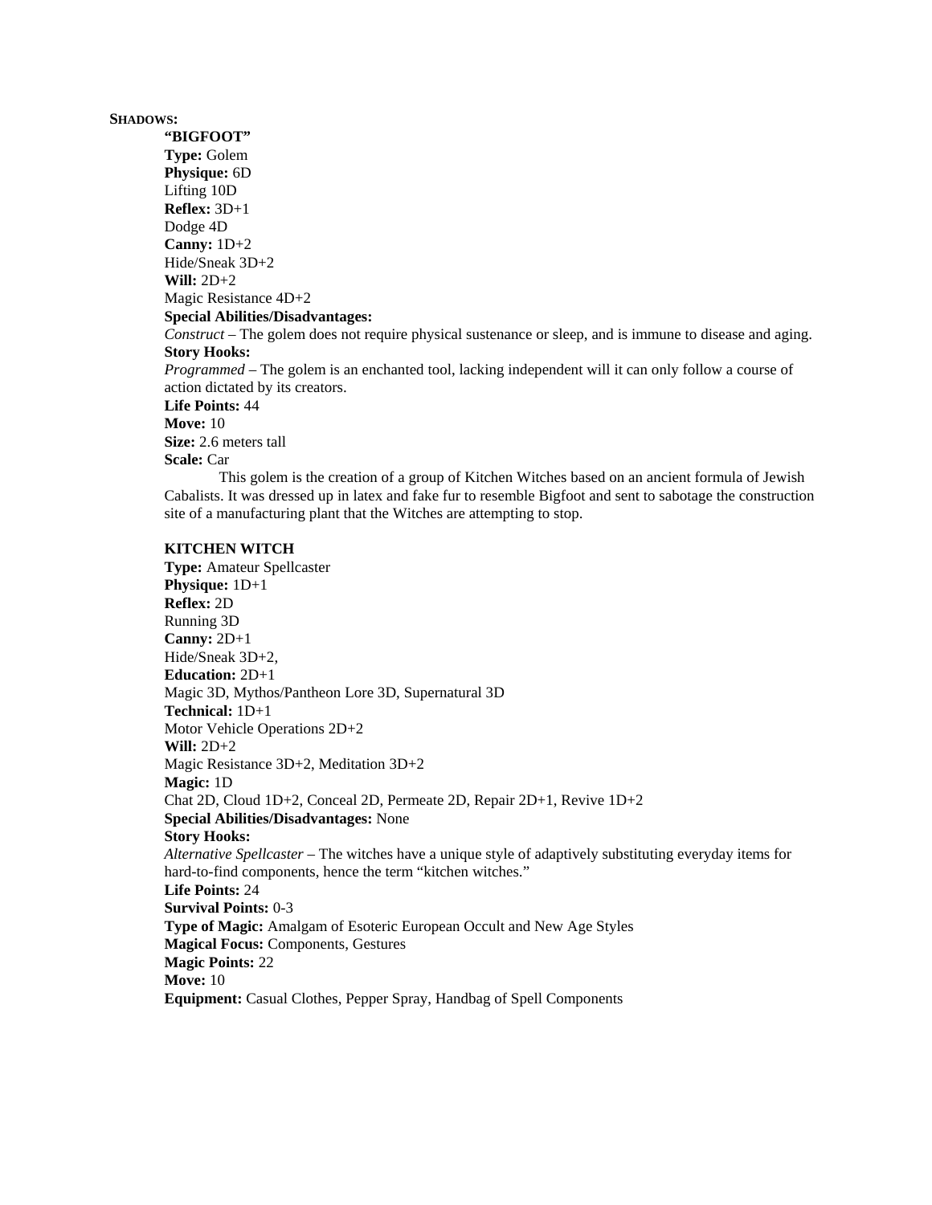**SHADOWS:**

**"BIGFOOT"**

**Type:** Golem
**Physique:** 6D
Lifting 10D
**Reflex:** 3D+1
Dodge 4D
**Canny:** 1D+2
Hide/Sneak 3D+2
**Will:** 2D+2
Magic Resistance 4D+2
**Special Abilities/Disadvantages:**
*Construct* – The golem does not require physical sustenance or sleep, and is immune to disease and aging.
**Story Hooks:**
*Programmed* – The golem is an enchanted tool, lacking independent will it can only follow a course of action dictated by its creators.
**Life Points:** 44
**Move:** 10
**Size:** 2.6 meters tall
**Scale:** Car

This golem is the creation of a group of Kitchen Witches based on an ancient formula of Jewish Cabalists. It was dressed up in latex and fake fur to resemble Bigfoot and sent to sabotage the construction site of a manufacturing plant that the Witches are attempting to stop.

**KITCHEN WITCH**

**Type:** Amateur Spellcaster
**Physique:** 1D+1
**Reflex:** 2D
Running 3D
**Canny:** 2D+1
Hide/Sneak 3D+2,
**Education:** 2D+1
Magic 3D, Mythos/Pantheon Lore 3D, Supernatural 3D
**Technical:** 1D+1
Motor Vehicle Operations 2D+2
**Will:** 2D+2
Magic Resistance 3D+2, Meditation 3D+2
**Magic:** 1D
Chat 2D, Cloud 1D+2, Conceal 2D, Permeate 2D, Repair 2D+1, Revive 1D+2
**Special Abilities/Disadvantages:** None
**Story Hooks:**
*Alternative Spellcaster* – The witches have a unique style of adaptively substituting everyday items for hard-to-find components, hence the term "kitchen witches."
**Life Points:** 24
**Survival Points:** 0-3
**Type of Magic:** Amalgam of Esoteric European Occult and New Age Styles
**Magical Focus:** Components, Gestures
**Magic Points:** 22
**Move:** 10
**Equipment:** Casual Clothes, Pepper Spray, Handbag of Spell Components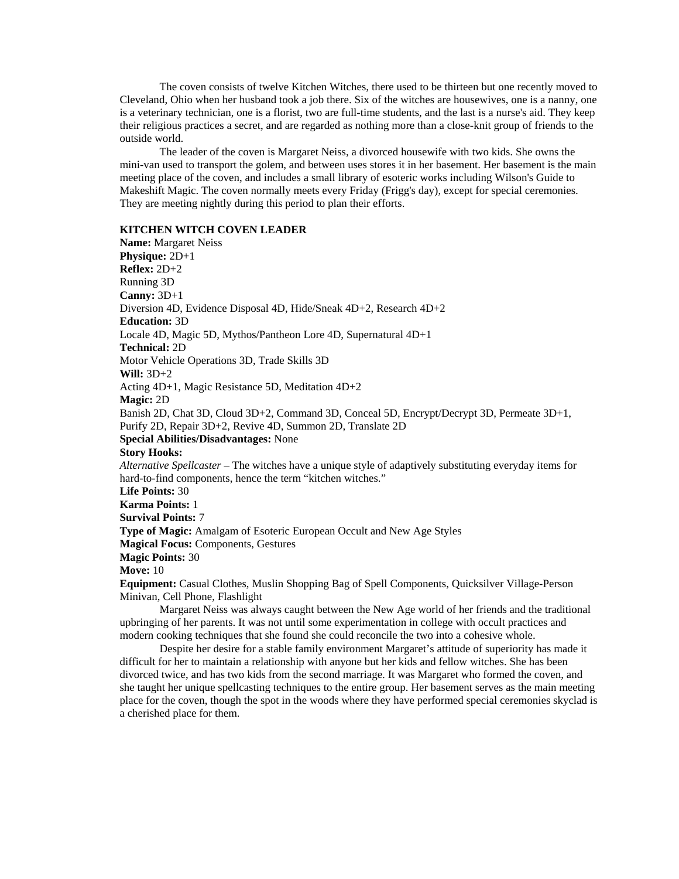The coven consists of twelve Kitchen Witches, there used to be thirteen but one recently moved to Cleveland, Ohio when her husband took a job there. Six of the witches are housewives, one is a nanny, one is a veterinary technician, one is a florist, two are full-time students, and the last is a nurse's aid. They keep their religious practices a secret, and are regarded as nothing more than a close-knit group of friends to the outside world.

The leader of the coven is Margaret Neiss, a divorced housewife with two kids. She owns the mini-van used to transport the golem, and between uses stores it in her basement. Her basement is the main meeting place of the coven, and includes a small library of esoteric works including Wilson's Guide to Makeshift Magic. The coven normally meets every Friday (Frigg's day), except for special ceremonies. They are meeting nightly during this period to plan their efforts.

**KITCHEN WITCH COVEN LEADER**

**Name:** Margaret Neiss
**Physique:** 2D+1
**Reflex:** 2D+2
Running 3D
**Canny:** 3D+1
Diversion 4D, Evidence Disposal 4D, Hide/Sneak 4D+2, Research 4D+2
**Education:** 3D
Locale 4D, Magic 5D, Mythos/Pantheon Lore 4D, Supernatural 4D+1
**Technical:** 2D
Motor Vehicle Operations 3D, Trade Skills 3D
**Will:** 3D+2
Acting 4D+1, Magic Resistance 5D, Meditation 4D+2
**Magic:** 2D
Banish 2D, Chat 3D, Cloud 3D+2, Command 3D, Conceal 5D, Encrypt/Decrypt 3D, Permeate 3D+1, Purify 2D, Repair 3D+2, Revive 4D, Summon 2D, Translate 2D
**Special Abilities/Disadvantages:** None
**Story Hooks:**
*Alternative Spellcaster* – The witches have a unique style of adaptively substituting everyday items for hard-to-find components, hence the term "kitchen witches."
**Life Points:** 30
**Karma Points:** 1
**Survival Points:** 7
**Type of Magic:** Amalgam of Esoteric European Occult and New Age Styles
**Magical Focus:** Components, Gestures
**Magic Points:** 30
**Move:** 10
**Equipment:** Casual Clothes, Muslin Shopping Bag of Spell Components, Quicksilver Village-Person Minivan, Cell Phone, Flashlight

Margaret Neiss was always caught between the New Age world of her friends and the traditional upbringing of her parents. It was not until some experimentation in college with occult practices and modern cooking techniques that she found she could reconcile the two into a cohesive whole.

Despite her desire for a stable family environment Margaret's attitude of superiority has made it difficult for her to maintain a relationship with anyone but her kids and fellow witches. She has been divorced twice, and has two kids from the second marriage. It was Margaret who formed the coven, and she taught her unique spellcasting techniques to the entire group. Her basement serves as the main meeting place for the coven, though the spot in the woods where they have performed special ceremonies skyclad is a cherished place for them.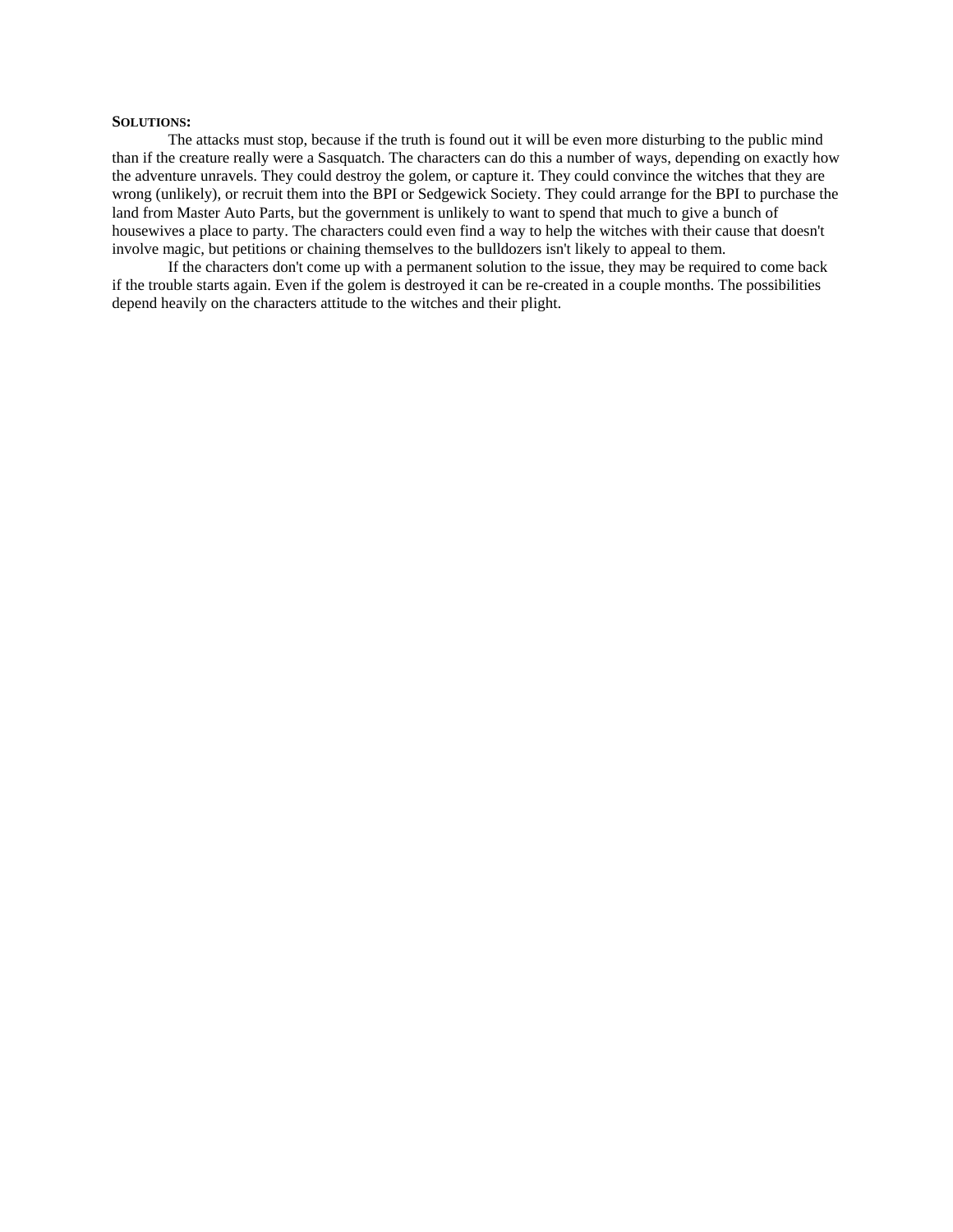**SOLUTIONS:**

The attacks must stop, because if the truth is found out it will be even more disturbing to the public mind than if the creature really were a Sasquatch. The characters can do this a number of ways, depending on exactly how the adventure unravels. They could destroy the golem, or capture it. They could convince the witches that they are wrong (unlikely), or recruit them into the BPI or Sedgewick Society. They could arrange for the BPI to purchase the land from Master Auto Parts, but the government is unlikely to want to spend that much to give a bunch of housewives a place to party. The characters could even find a way to help the witches with their cause that doesn't involve magic, but petitions or chaining themselves to the bulldozers isn't likely to appeal to them.

If the characters don't come up with a permanent solution to the issue, they may be required to come back if the trouble starts again. Even if the golem is destroyed it can be re-created in a couple months. The possibilities depend heavily on the characters attitude to the witches and their plight.